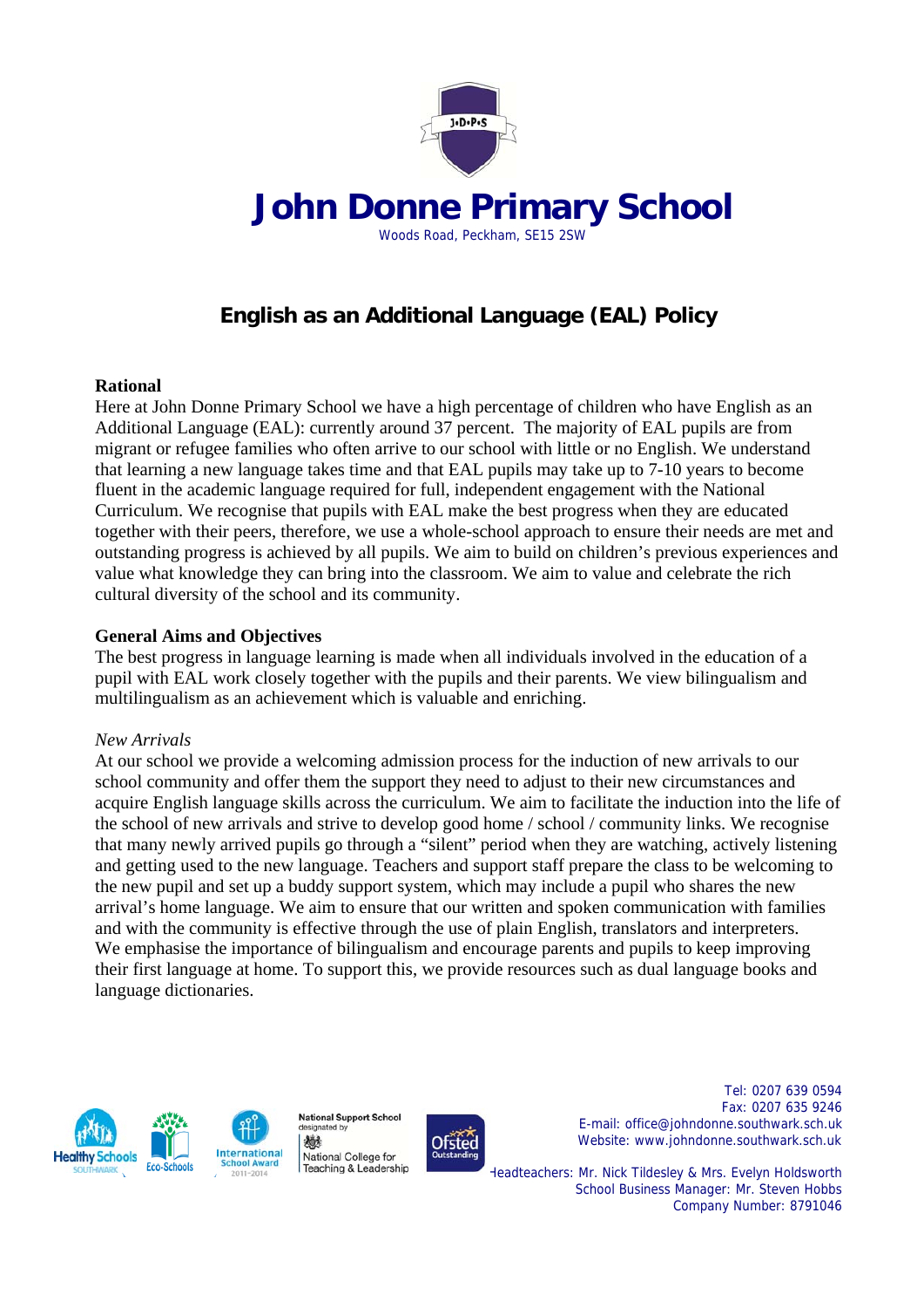# John Donne Primary School

Woods Road, Peckham, SE15 2SW

## English as an Additional Language (EAL) Policy

**Rational**

Here at John Donne Primary School we have a high percentage of children who have English as an Additional Language (EAL): currently around 37 percent. The majority of EAL pupils are from migrant or refugee families who often arrive to our school with little or no English. We understand that learning a new language takes time and that EAL pupils may take up to 7-10 years to become fluent in the academic language required for full, independent engagement with the National Curriculum. We recognise that pupils with EAL make the best progress when they are educated together with their peers, therefore, we use a whole-school approach to ensure their needs are met and outstanding progress is achieved by all pupils. We aim to build on children's previous experiences and value what knowledge they can bring into the classroom. We aim to value and celebrate the rich cultural diversity of the school and its community.

**General Aims and Objectives**

The best progress in language learning is made when all individuals involved in the education of a pupil with EAL work closely together with the pupils and their parents. We view bilingualism and multilingualism as an achievement which is valuable and enriching.

*New Arrivals*

At our school we provide a welcoming admission process for the induction of new arrivals to our school community and offer them the support they need to adjust to their new circumstances and acquire English language skills across the curriculum. We aim to facilitate the induction into the life of the school of new arrivals and strive to develop good home / school / community links. We recognise that many newly arrived pupils go through a "silent" period when they are watching, actively listening and getting used to the new language. Teachers and support staff prepare the class to be welcoming to the new pupil and set up a buddy support system, which may include a pupil who shares the new arrival's home language. We aim to ensure that our written and spoken communication with families and with the community is effective through the use of plain English, translators and interpreters. We emphasise the importance of bilingualism and encourage parents and pupils to keep improving their first language at home. To support this, we provide resources such as dual language books and language dictionaries.

Tel: 0207 639 0594
Fax: 0207 635 9246
E-mail: office@johndonne.southwark.sch.uk
Website: www.johndonne.southwark.sch.uk

Headteachers: Mr. Nick Tildesley & Mrs. Evelyn Holdsworth
School Business Manager: Mr. Steven Hobbs
Company Number: 8791046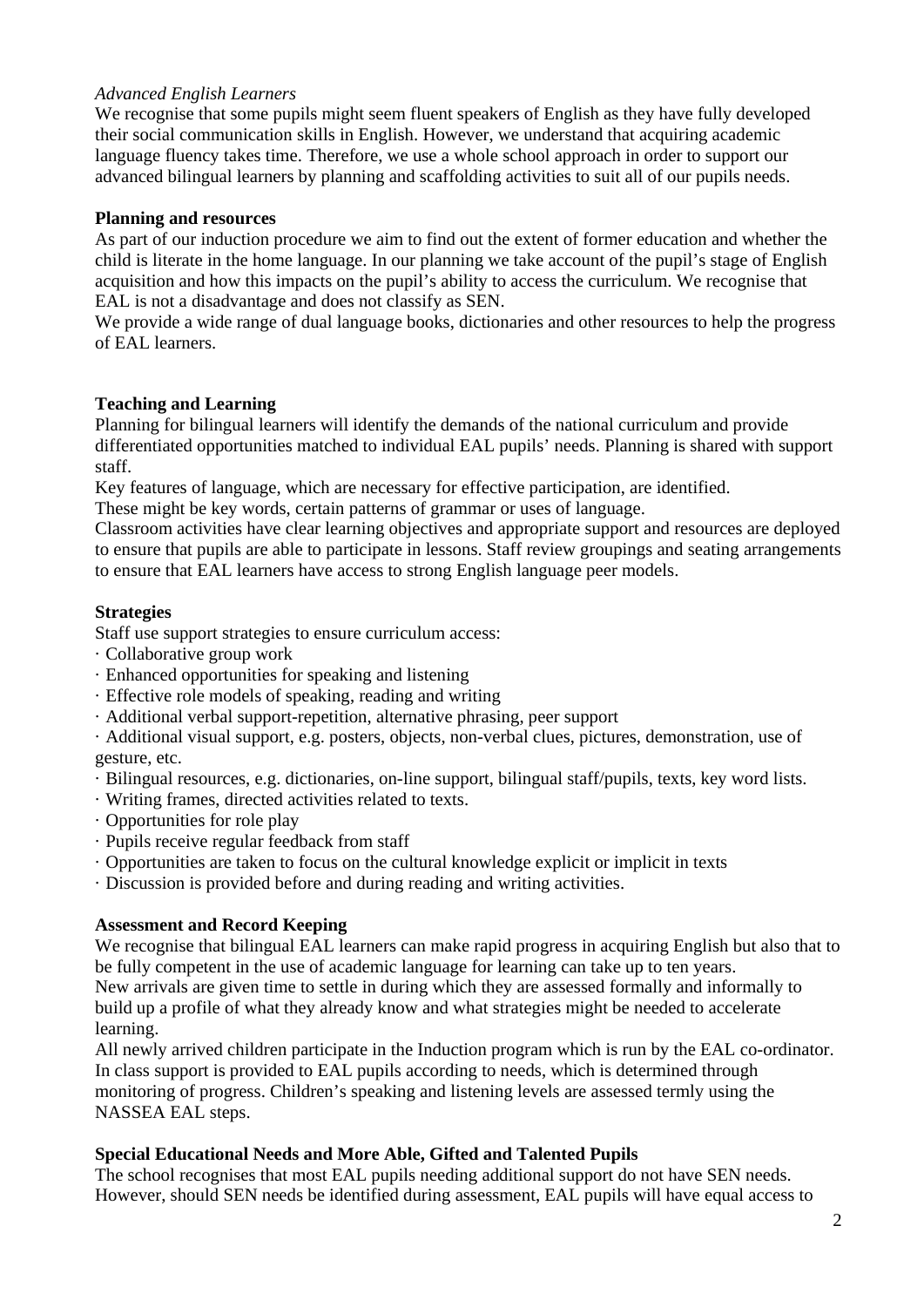*Advanced English Learners*

We recognise that some pupils might seem fluent speakers of English as they have fully developed their social communication skills in English. However, we understand that acquiring academic language fluency takes time. Therefore, we use a whole school approach in order to support our advanced bilingual learners by planning and scaffolding activities to suit all of our pupils needs.

**Planning and resources**

As part of our induction procedure we aim to find out the extent of former education and whether the child is literate in the home language. In our planning we take account of the pupil's stage of English acquisition and how this impacts on the pupil's ability to access the curriculum. We recognise that EAL is not a disadvantage and does not classify as SEN.

We provide a wide range of dual language books, dictionaries and other resources to help the progress of EAL learners.

**Teaching and Learning**

Planning for bilingual learners will identify the demands of the national curriculum and provide differentiated opportunities matched to individual EAL pupils' needs. Planning is shared with support staff.

Key features of language, which are necessary for effective participation, are identified.

These might be key words, certain patterns of grammar or uses of language.

Classroom activities have clear learning objectives and appropriate support and resources are deployed to ensure that pupils are able to participate in lessons. Staff review groupings and seating arrangements to ensure that EAL learners have access to strong English language peer models.

**Strategies**

Staff use support strategies to ensure curriculum access:

- Collaborative group work
- Enhanced opportunities for speaking and listening
- Effective role models of speaking, reading and writing
- Additional verbal support-repetition, alternative phrasing, peer support
- Additional visual support, e.g. posters, objects, non-verbal clues, pictures, demonstration, use of gesture, etc.
- Bilingual resources, e.g. dictionaries, on-line support, bilingual staff/pupils, texts, key word lists.
- Writing frames, directed activities related to texts.
- Opportunities for role play
- Pupils receive regular feedback from staff
- Opportunities are taken to focus on the cultural knowledge explicit or implicit in texts
- Discussion is provided before and during reading and writing activities.

**Assessment and Record Keeping**

We recognise that bilingual EAL learners can make rapid progress in acquiring English but also that to be fully competent in the use of academic language for learning can take up to ten years.

New arrivals are given time to settle in during which they are assessed formally and informally to build up a profile of what they already know and what strategies might be needed to accelerate learning.

All newly arrived children participate in the Induction program which is run by the EAL co-ordinator. In class support is provided to EAL pupils according to needs, which is determined through monitoring of progress. Children's speaking and listening levels are assessed termly using the NASSEA EAL steps.

**Special Educational Needs and More Able, Gifted and Talented Pupils**

The school recognises that most EAL pupils needing additional support do not have SEN needs. However, should SEN needs be identified during assessment, EAL pupils will have equal access to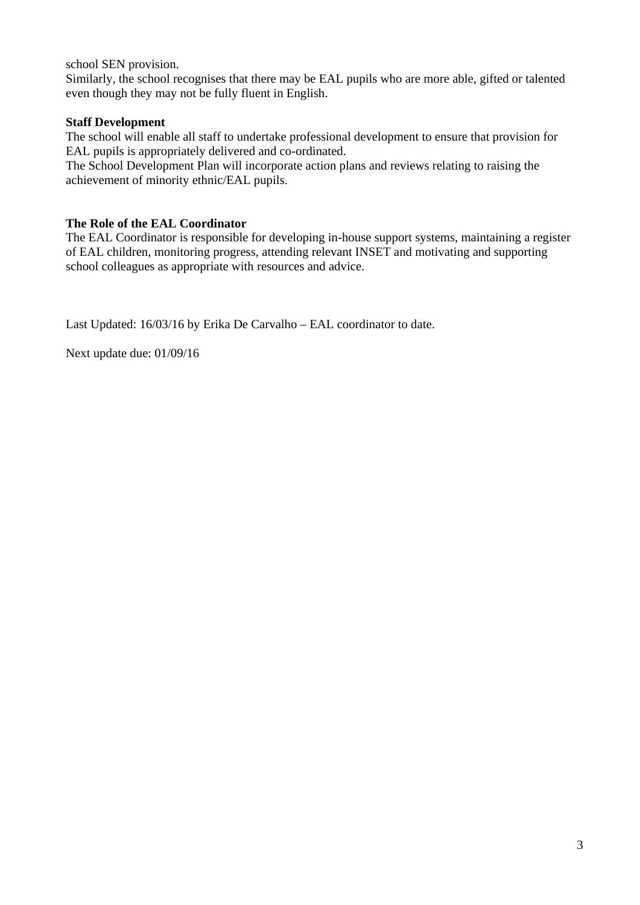school SEN provision.
Similarly, the school recognises that there may be EAL pupils who are more able, gifted or talented even though they may not be fully fluent in English.

**Staff Development**
The school will enable all staff to undertake professional development to ensure that provision for EAL pupils is appropriately delivered and co-ordinated.
The School Development Plan will incorporate action plans and reviews relating to raising the achievement of minority ethnic/EAL pupils.

**The Role of the EAL Coordinator**
The EAL Coordinator is responsible for developing in-house support systems, maintaining a register of EAL children, monitoring progress, attending relevant INSET and motivating and supporting school colleagues as appropriate with resources and advice.

Last Updated: 16/03/16 by Erika De Carvalho – EAL coordinator to date.

Next update due: 01/09/16